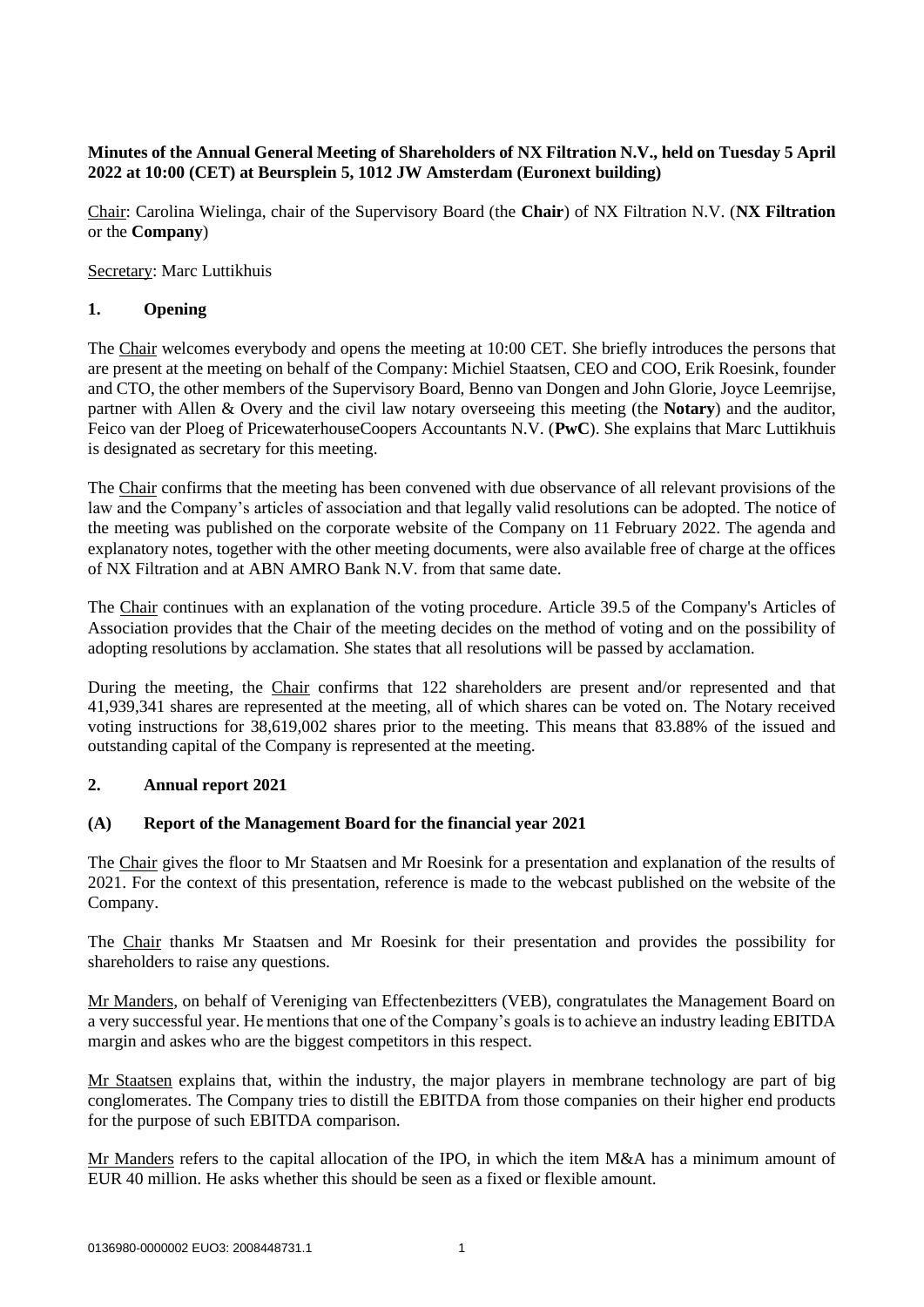**Minutes of the Annual General Meeting of Shareholders of NX Filtration N.V., held on Tuesday 5 April 2022 at 10:00 (CET) at Beursplein 5, 1012 JW Amsterdam (Euronext building)**

Chair: Carolina Wielinga, chair of the Supervisory Board (the **Chair**) of NX Filtration N.V. (**NX Filtration** or the **Company**)

Secretary: Marc Luttikhuis

## 1. Opening

The Chair welcomes everybody and opens the meeting at 10:00 CET. She briefly introduces the persons that are present at the meeting on behalf of the Company: Michiel Staatsen, CEO and COO, Erik Roesink, founder and CTO, the other members of the Supervisory Board, Benno van Dongen and John Glorie, Joyce Leemrijse, partner with Allen & Overy and the civil law notary overseeing this meeting (the **Notary**) and the auditor, Feico van der Ploeg of PricewaterhouseCoopers Accountants N.V. (**PwC**). She explains that Marc Luttikhuis is designated as secretary for this meeting.

The Chair confirms that the meeting has been convened with due observance of all relevant provisions of the law and the Company's articles of association and that legally valid resolutions can be adopted. The notice of the meeting was published on the corporate website of the Company on 11 February 2022. The agenda and explanatory notes, together with the other meeting documents, were also available free of charge at the offices of NX Filtration and at ABN AMRO Bank N.V. from that same date.

The Chair continues with an explanation of the voting procedure. Article 39.5 of the Company's Articles of Association provides that the Chair of the meeting decides on the method of voting and on the possibility of adopting resolutions by acclamation. She states that all resolutions will be passed by acclamation.

During the meeting, the Chair confirms that 122 shareholders are present and/or represented and that 41,939,341 shares are represented at the meeting, all of which shares can be voted on. The Notary received voting instructions for 38,619,002 shares prior to the meeting. This means that 83.88% of the issued and outstanding capital of the Company is represented at the meeting.

## 2. Annual report 2021

### (A) Report of the Management Board for the financial year 2021

The Chair gives the floor to Mr Staatsen and Mr Roesink for a presentation and explanation of the results of 2021. For the context of this presentation, reference is made to the webcast published on the website of the Company.

The Chair thanks Mr Staatsen and Mr Roesink for their presentation and provides the possibility for shareholders to raise any questions.

Mr Manders, on behalf of Vereniging van Effectenbezitters (VEB), congratulates the Management Board on a very successful year. He mentions that one of the Company's goals is to achieve an industry leading EBITDA margin and askes who are the biggest competitors in this respect.

Mr Staatsen explains that, within the industry, the major players in membrane technology are part of big conglomerates. The Company tries to distill the EBITDA from those companies on their higher end products for the purpose of such EBITDA comparison.

Mr Manders refers to the capital allocation of the IPO, in which the item M&A has a minimum amount of EUR 40 million. He asks whether this should be seen as a fixed or flexible amount.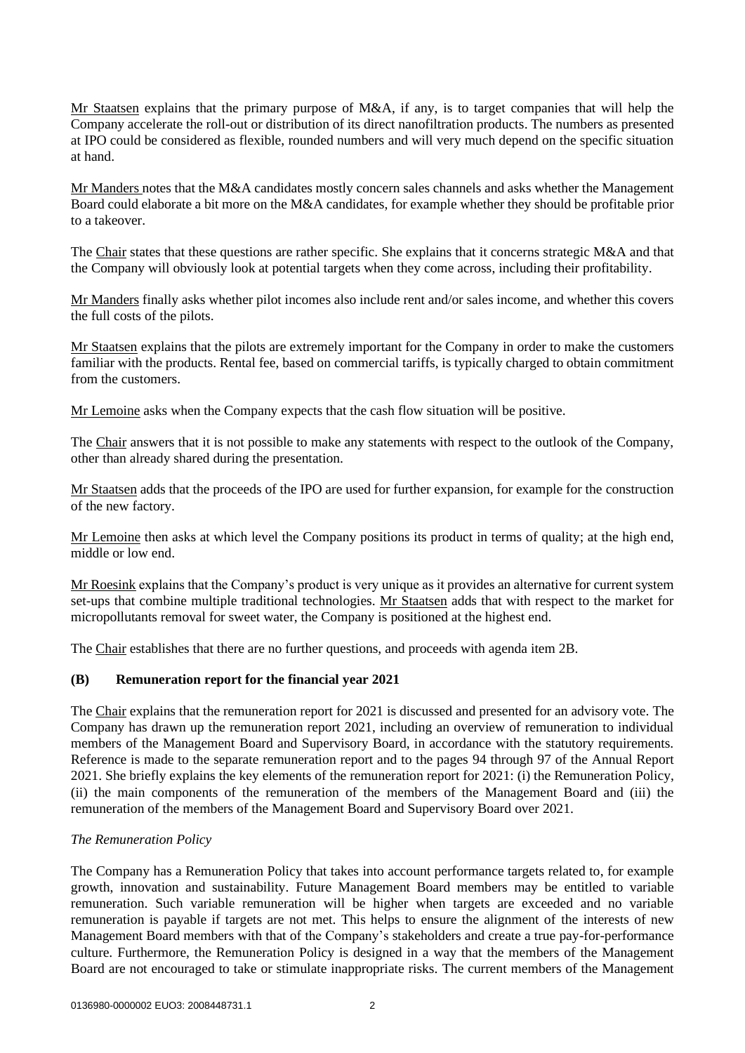Mr Staatsen explains that the primary purpose of M&A, if any, is to target companies that will help the Company accelerate the roll-out or distribution of its direct nanofiltration products. The numbers as presented at IPO could be considered as flexible, rounded numbers and will very much depend on the specific situation at hand.

Mr Manders notes that the M&A candidates mostly concern sales channels and asks whether the Management Board could elaborate a bit more on the M&A candidates, for example whether they should be profitable prior to a takeover.

The Chair states that these questions are rather specific. She explains that it concerns strategic M&A and that the Company will obviously look at potential targets when they come across, including their profitability.

Mr Manders finally asks whether pilot incomes also include rent and/or sales income, and whether this covers the full costs of the pilots.

Mr Staatsen explains that the pilots are extremely important for the Company in order to make the customers familiar with the products. Rental fee, based on commercial tariffs, is typically charged to obtain commitment from the customers.

Mr Lemoine asks when the Company expects that the cash flow situation will be positive.

The Chair answers that it is not possible to make any statements with respect to the outlook of the Company, other than already shared during the presentation.

Mr Staatsen adds that the proceeds of the IPO are used for further expansion, for example for the construction of the new factory.

Mr Lemoine then asks at which level the Company positions its product in terms of quality; at the high end, middle or low end.

Mr Roesink explains that the Company's product is very unique as it provides an alternative for current system set-ups that combine multiple traditional technologies. Mr Staatsen adds that with respect to the market for micropollutants removal for sweet water, the Company is positioned at the highest end.

The Chair establishes that there are no further questions, and proceeds with agenda item 2B.

### (B) Remuneration report for the financial year 2021

The Chair explains that the remuneration report for 2021 is discussed and presented for an advisory vote. The Company has drawn up the remuneration report 2021, including an overview of remuneration to individual members of the Management Board and Supervisory Board, in accordance with the statutory requirements. Reference is made to the separate remuneration report and to the pages 94 through 97 of the Annual Report 2021. She briefly explains the key elements of the remuneration report for 2021: (i) the Remuneration Policy, (ii) the main components of the remuneration of the members of the Management Board and (iii) the remuneration of the members of the Management Board and Supervisory Board over 2021.

*The Remuneration Policy*

The Company has a Remuneration Policy that takes into account performance targets related to, for example growth, innovation and sustainability. Future Management Board members may be entitled to variable remuneration. Such variable remuneration will be higher when targets are exceeded and no variable remuneration is payable if targets are not met. This helps to ensure the alignment of the interests of new Management Board members with that of the Company's stakeholders and create a true pay-for-performance culture. Furthermore, the Remuneration Policy is designed in a way that the members of the Management Board are not encouraged to take or stimulate inappropriate risks. The current members of the Management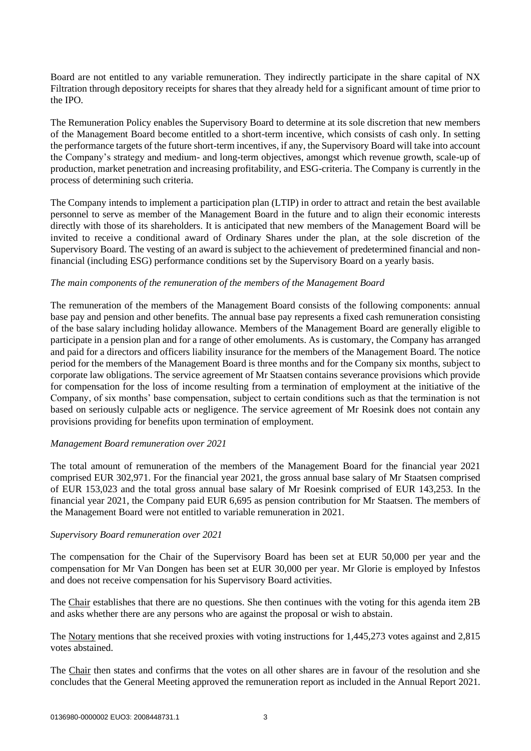Board are not entitled to any variable remuneration. They indirectly participate in the share capital of NX Filtration through depository receipts for shares that they already held for a significant amount of time prior to the IPO.

The Remuneration Policy enables the Supervisory Board to determine at its sole discretion that new members of the Management Board become entitled to a short-term incentive, which consists of cash only. In setting the performance targets of the future short-term incentives, if any, the Supervisory Board will take into account the Company's strategy and medium- and long-term objectives, amongst which revenue growth, scale-up of production, market penetration and increasing profitability, and ESG-criteria. The Company is currently in the process of determining such criteria.

The Company intends to implement a participation plan (LTIP) in order to attract and retain the best available personnel to serve as member of the Management Board in the future and to align their economic interests directly with those of its shareholders. It is anticipated that new members of the Management Board will be invited to receive a conditional award of Ordinary Shares under the plan, at the sole discretion of the Supervisory Board. The vesting of an award is subject to the achievement of predetermined financial and non-financial (including ESG) performance conditions set by the Supervisory Board on a yearly basis.

*The main components of the remuneration of the members of the Management Board*

The remuneration of the members of the Management Board consists of the following components: annual base pay and pension and other benefits. The annual base pay represents a fixed cash remuneration consisting of the base salary including holiday allowance. Members of the Management Board are generally eligible to participate in a pension plan and for a range of other emoluments. As is customary, the Company has arranged and paid for a directors and officers liability insurance for the members of the Management Board. The notice period for the members of the Management Board is three months and for the Company six months, subject to corporate law obligations. The service agreement of Mr Staatsen contains severance provisions which provide for compensation for the loss of income resulting from a termination of employment at the initiative of the Company, of six months' base compensation, subject to certain conditions such as that the termination is not based on seriously culpable acts or negligence. The service agreement of Mr Roesink does not contain any provisions providing for benefits upon termination of employment.

*Management Board remuneration over 2021*

The total amount of remuneration of the members of the Management Board for the financial year 2021 comprised EUR 302,971. For the financial year 2021, the gross annual base salary of Mr Staatsen comprised of EUR 153,023 and the total gross annual base salary of Mr Roesink comprised of EUR 143,253. In the financial year 2021, the Company paid EUR 6,695 as pension contribution for Mr Staatsen. The members of the Management Board were not entitled to variable remuneration in 2021.

*Supervisory Board remuneration over 2021*

The compensation for the Chair of the Supervisory Board has been set at EUR 50,000 per year and the compensation for Mr Van Dongen has been set at EUR 30,000 per year. Mr Glorie is employed by Infestos and does not receive compensation for his Supervisory Board activities.

The Chair establishes that there are no questions. She then continues with the voting for this agenda item 2B and asks whether there are any persons who are against the proposal or wish to abstain.

The Notary mentions that she received proxies with voting instructions for 1,445,273 votes against and 2,815 votes abstained.

The Chair then states and confirms that the votes on all other shares are in favour of the resolution and she concludes that the General Meeting approved the remuneration report as included in the Annual Report 2021.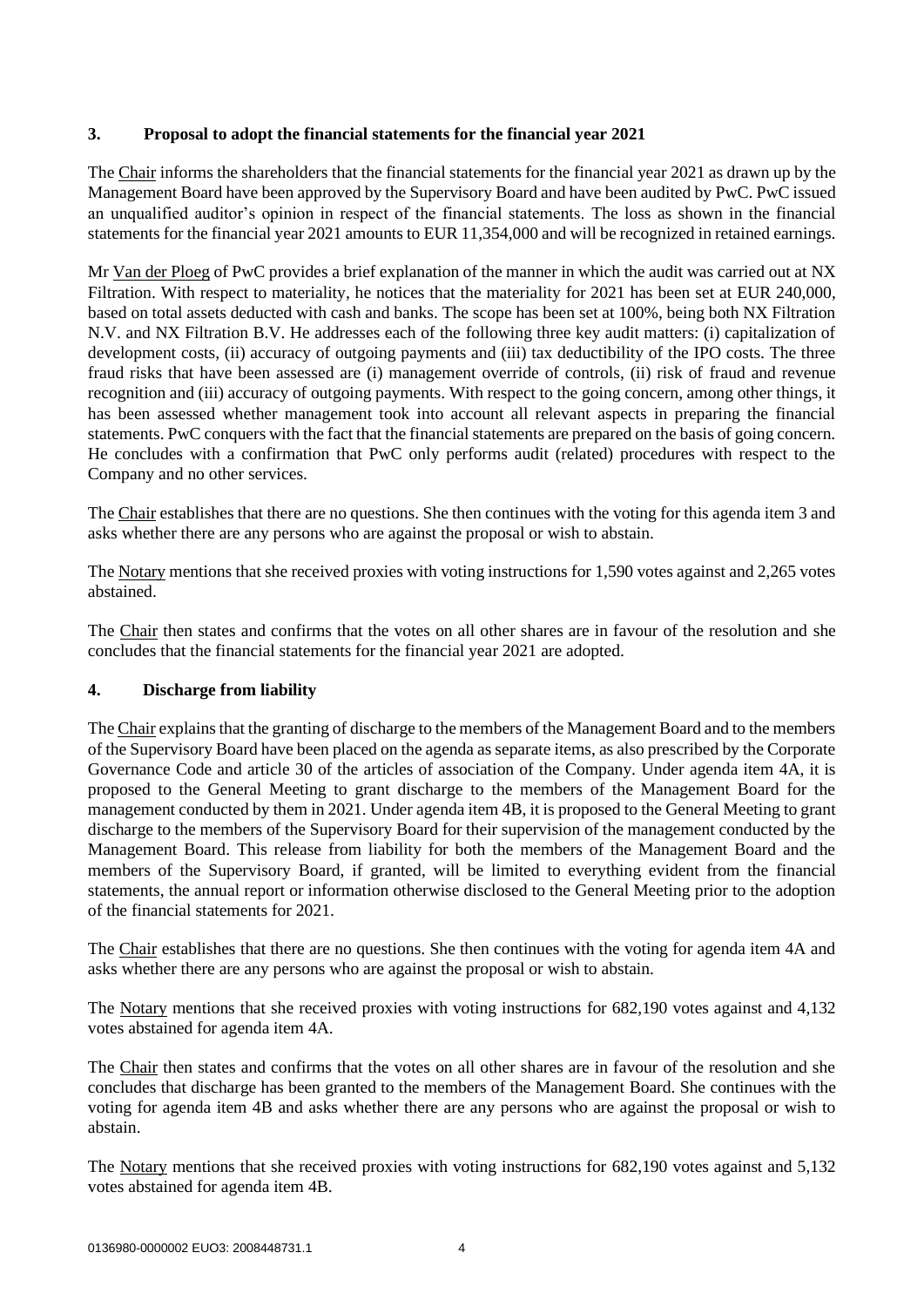## 3. Proposal to adopt the financial statements for the financial year 2021

The Chair informs the shareholders that the financial statements for the financial year 2021 as drawn up by the Management Board have been approved by the Supervisory Board and have been audited by PwC. PwC issued an unqualified auditor's opinion in respect of the financial statements. The loss as shown in the financial statements for the financial year 2021 amounts to EUR 11,354,000 and will be recognized in retained earnings.

Mr Van der Ploeg of PwC provides a brief explanation of the manner in which the audit was carried out at NX Filtration. With respect to materiality, he notices that the materiality for 2021 has been set at EUR 240,000, based on total assets deducted with cash and banks. The scope has been set at 100%, being both NX Filtration N.V. and NX Filtration B.V. He addresses each of the following three key audit matters: (i) capitalization of development costs, (ii) accuracy of outgoing payments and (iii) tax deductibility of the IPO costs. The three fraud risks that have been assessed are (i) management override of controls, (ii) risk of fraud and revenue recognition and (iii) accuracy of outgoing payments. With respect to the going concern, among other things, it has been assessed whether management took into account all relevant aspects in preparing the financial statements. PwC conquers with the fact that the financial statements are prepared on the basis of going concern. He concludes with a confirmation that PwC only performs audit (related) procedures with respect to the Company and no other services.

The Chair establishes that there are no questions. She then continues with the voting for this agenda item 3 and asks whether there are any persons who are against the proposal or wish to abstain.

The Notary mentions that she received proxies with voting instructions for 1,590 votes against and 2,265 votes abstained.

The Chair then states and confirms that the votes on all other shares are in favour of the resolution and she concludes that the financial statements for the financial year 2021 are adopted.

## 4. Discharge from liability

The Chair explains that the granting of discharge to the members of the Management Board and to the members of the Supervisory Board have been placed on the agenda as separate items, as also prescribed by the Corporate Governance Code and article 30 of the articles of association of the Company. Under agenda item 4A, it is proposed to the General Meeting to grant discharge to the members of the Management Board for the management conducted by them in 2021. Under agenda item 4B, it is proposed to the General Meeting to grant discharge to the members of the Supervisory Board for their supervision of the management conducted by the Management Board. This release from liability for both the members of the Management Board and the members of the Supervisory Board, if granted, will be limited to everything evident from the financial statements, the annual report or information otherwise disclosed to the General Meeting prior to the adoption of the financial statements for 2021.

The Chair establishes that there are no questions. She then continues with the voting for agenda item 4A and asks whether there are any persons who are against the proposal or wish to abstain.

The Notary mentions that she received proxies with voting instructions for 682,190 votes against and 4,132 votes abstained for agenda item 4A.

The Chair then states and confirms that the votes on all other shares are in favour of the resolution and she concludes that discharge has been granted to the members of the Management Board. She continues with the voting for agenda item 4B and asks whether there are any persons who are against the proposal or wish to abstain.

The Notary mentions that she received proxies with voting instructions for 682,190 votes against and 5,132 votes abstained for agenda item 4B.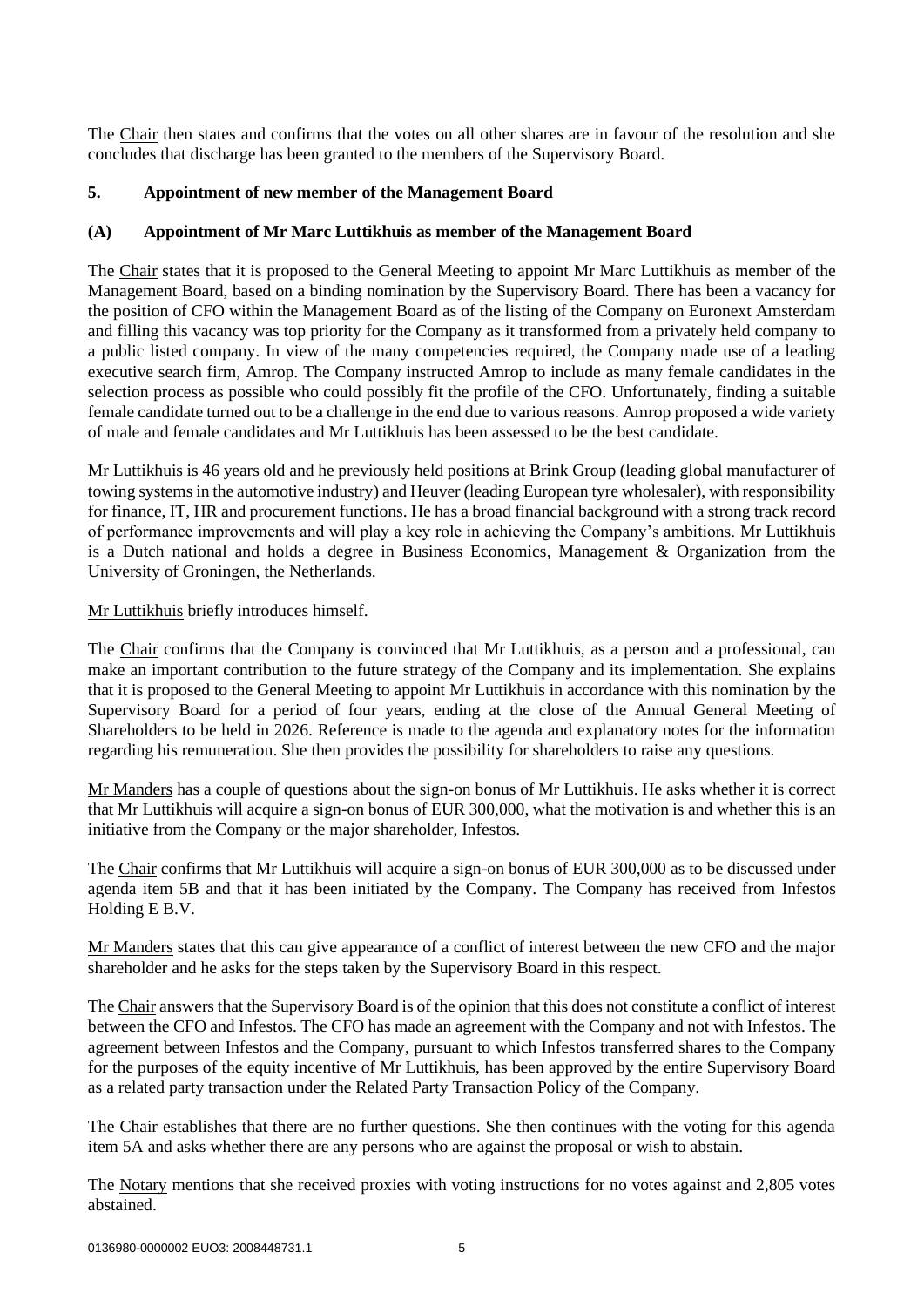The Chair then states and confirms that the votes on all other shares are in favour of the resolution and she concludes that discharge has been granted to the members of the Supervisory Board.

## 5. Appointment of new member of the Management Board

### (A) Appointment of Mr Marc Luttikhuis as member of the Management Board

The Chair states that it is proposed to the General Meeting to appoint Mr Marc Luttikhuis as member of the Management Board, based on a binding nomination by the Supervisory Board. There has been a vacancy for the position of CFO within the Management Board as of the listing of the Company on Euronext Amsterdam and filling this vacancy was top priority for the Company as it transformed from a privately held company to a public listed company. In view of the many competencies required, the Company made use of a leading executive search firm, Amrop. The Company instructed Amrop to include as many female candidates in the selection process as possible who could possibly fit the profile of the CFO. Unfortunately, finding a suitable female candidate turned out to be a challenge in the end due to various reasons. Amrop proposed a wide variety of male and female candidates and Mr Luttikhuis has been assessed to be the best candidate.

Mr Luttikhuis is 46 years old and he previously held positions at Brink Group (leading global manufacturer of towing systems in the automotive industry) and Heuver (leading European tyre wholesaler), with responsibility for finance, IT, HR and procurement functions. He has a broad financial background with a strong track record of performance improvements and will play a key role in achieving the Company's ambitions. Mr Luttikhuis is a Dutch national and holds a degree in Business Economics, Management & Organization from the University of Groningen, the Netherlands.

Mr Luttikhuis briefly introduces himself.

The Chair confirms that the Company is convinced that Mr Luttikhuis, as a person and a professional, can make an important contribution to the future strategy of the Company and its implementation. She explains that it is proposed to the General Meeting to appoint Mr Luttikhuis in accordance with this nomination by the Supervisory Board for a period of four years, ending at the close of the Annual General Meeting of Shareholders to be held in 2026. Reference is made to the agenda and explanatory notes for the information regarding his remuneration. She then provides the possibility for shareholders to raise any questions.

Mr Manders has a couple of questions about the sign-on bonus of Mr Luttikhuis. He asks whether it is correct that Mr Luttikhuis will acquire a sign-on bonus of EUR 300,000, what the motivation is and whether this is an initiative from the Company or the major shareholder, Infestos.

The Chair confirms that Mr Luttikhuis will acquire a sign-on bonus of EUR 300,000 as to be discussed under agenda item 5B and that it has been initiated by the Company. The Company has received from Infestos Holding E B.V.

Mr Manders states that this can give appearance of a conflict of interest between the new CFO and the major shareholder and he asks for the steps taken by the Supervisory Board in this respect.

The Chair answers that the Supervisory Board is of the opinion that this does not constitute a conflict of interest between the CFO and Infestos. The CFO has made an agreement with the Company and not with Infestos. The agreement between Infestos and the Company, pursuant to which Infestos transferred shares to the Company for the purposes of the equity incentive of Mr Luttikhuis, has been approved by the entire Supervisory Board as a related party transaction under the Related Party Transaction Policy of the Company.

The Chair establishes that there are no further questions. She then continues with the voting for this agenda item 5A and asks whether there are any persons who are against the proposal or wish to abstain.

The Notary mentions that she received proxies with voting instructions for no votes against and 2,805 votes abstained.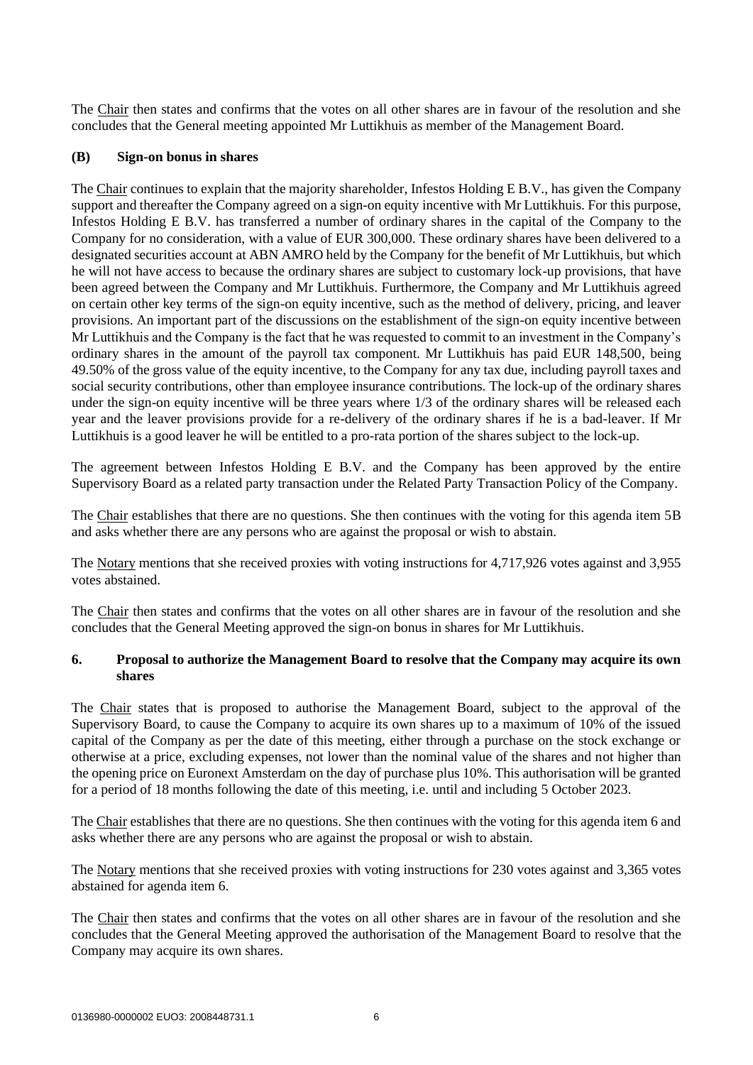The Chair then states and confirms that the votes on all other shares are in favour of the resolution and she concludes that the General meeting appointed Mr Luttikhuis as member of the Management Board.

**(B) Sign-on bonus in shares**

The Chair continues to explain that the majority shareholder, Infestos Holding E B.V., has given the Company support and thereafter the Company agreed on a sign-on equity incentive with Mr Luttikhuis. For this purpose, Infestos Holding E B.V. has transferred a number of ordinary shares in the capital of the Company to the Company for no consideration, with a value of EUR 300,000. These ordinary shares have been delivered to a designated securities account at ABN AMRO held by the Company for the benefit of Mr Luttikhuis, but which he will not have access to because the ordinary shares are subject to customary lock-up provisions, that have been agreed between the Company and Mr Luttikhuis. Furthermore, the Company and Mr Luttikhuis agreed on certain other key terms of the sign-on equity incentive, such as the method of delivery, pricing, and leaver provisions. An important part of the discussions on the establishment of the sign-on equity incentive between Mr Luttikhuis and the Company is the fact that he was requested to commit to an investment in the Company's ordinary shares in the amount of the payroll tax component. Mr Luttikhuis has paid EUR 148,500, being 49.50% of the gross value of the equity incentive, to the Company for any tax due, including payroll taxes and social security contributions, other than employee insurance contributions. The lock-up of the ordinary shares under the sign-on equity incentive will be three years where 1/3 of the ordinary shares will be released each year and the leaver provisions provide for a re-delivery of the ordinary shares if he is a bad-leaver. If Mr Luttikhuis is a good leaver he will be entitled to a pro-rata portion of the shares subject to the lock-up.

The agreement between Infestos Holding E B.V. and the Company has been approved by the entire Supervisory Board as a related party transaction under the Related Party Transaction Policy of the Company.

The Chair establishes that there are no questions. She then continues with the voting for this agenda item 5B and asks whether there are any persons who are against the proposal or wish to abstain.

The Notary mentions that she received proxies with voting instructions for 4,717,926 votes against and 3,955 votes abstained.

The Chair then states and confirms that the votes on all other shares are in favour of the resolution and she concludes that the General Meeting approved the sign-on bonus in shares for Mr Luttikhuis.

## 6. Proposal to authorize the Management Board to resolve that the Company may acquire its own shares

The Chair states that is proposed to authorise the Management Board, subject to the approval of the Supervisory Board, to cause the Company to acquire its own shares up to a maximum of 10% of the issued capital of the Company as per the date of this meeting, either through a purchase on the stock exchange or otherwise at a price, excluding expenses, not lower than the nominal value of the shares and not higher than the opening price on Euronext Amsterdam on the day of purchase plus 10%. This authorisation will be granted for a period of 18 months following the date of this meeting, i.e. until and including 5 October 2023.

The Chair establishes that there are no questions. She then continues with the voting for this agenda item 6 and asks whether there are any persons who are against the proposal or wish to abstain.

The Notary mentions that she received proxies with voting instructions for 230 votes against and 3,365 votes abstained for agenda item 6.

The Chair then states and confirms that the votes on all other shares are in favour of the resolution and she concludes that the General Meeting approved the authorisation of the Management Board to resolve that the Company may acquire its own shares.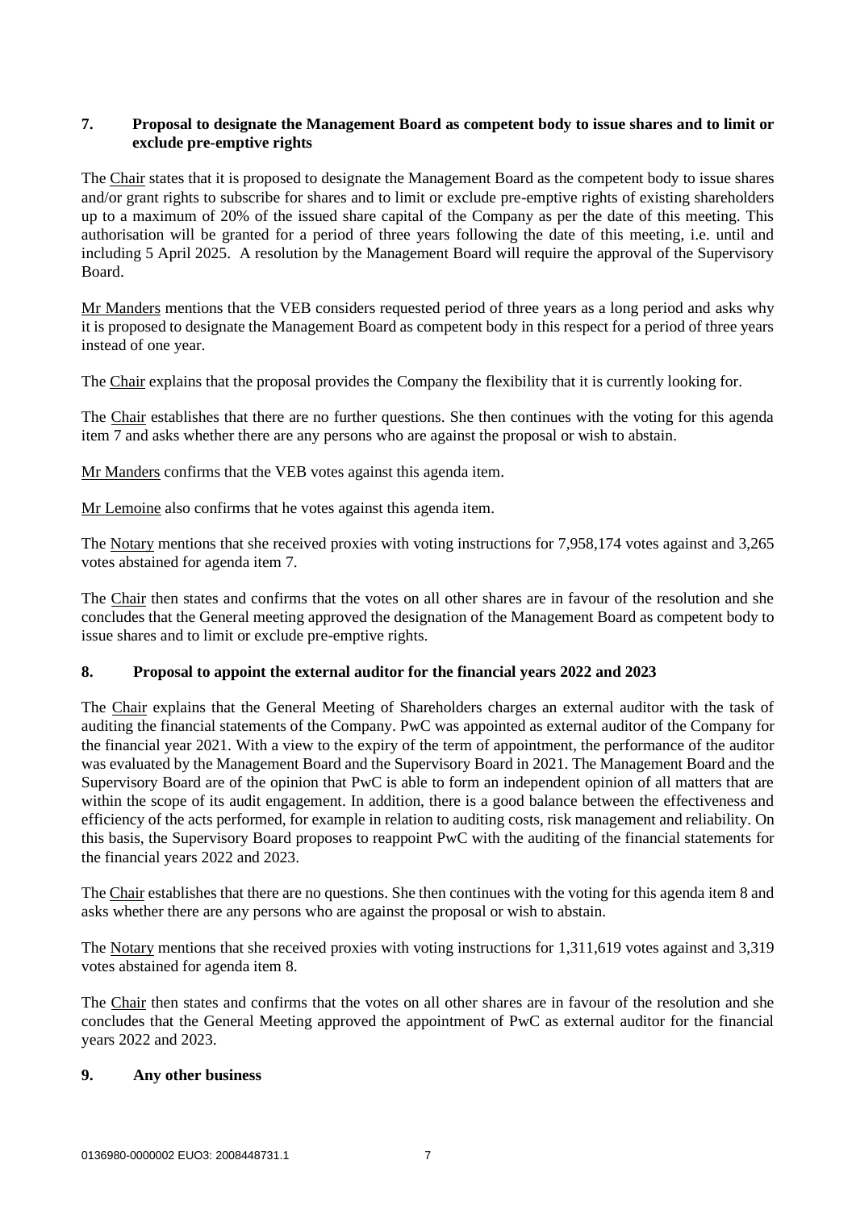## 7. Proposal to designate the Management Board as competent body to issue shares and to limit or exclude pre-emptive rights

The Chair states that it is proposed to designate the Management Board as the competent body to issue shares and/or grant rights to subscribe for shares and to limit or exclude pre-emptive rights of existing shareholders up to a maximum of 20% of the issued share capital of the Company as per the date of this meeting. This authorisation will be granted for a period of three years following the date of this meeting, i.e. until and including 5 April 2025. A resolution by the Management Board will require the approval of the Supervisory Board.

Mr Manders mentions that the VEB considers requested period of three years as a long period and asks why it is proposed to designate the Management Board as competent body in this respect for a period of three years instead of one year.

The Chair explains that the proposal provides the Company the flexibility that it is currently looking for.

The Chair establishes that there are no further questions. She then continues with the voting for this agenda item 7 and asks whether there are any persons who are against the proposal or wish to abstain.

Mr Manders confirms that the VEB votes against this agenda item.

Mr Lemoine also confirms that he votes against this agenda item.

The Notary mentions that she received proxies with voting instructions for 7,958,174 votes against and 3,265 votes abstained for agenda item 7.

The Chair then states and confirms that the votes on all other shares are in favour of the resolution and she concludes that the General meeting approved the designation of the Management Board as competent body to issue shares and to limit or exclude pre-emptive rights.

## 8. Proposal to appoint the external auditor for the financial years 2022 and 2023

The Chair explains that the General Meeting of Shareholders charges an external auditor with the task of auditing the financial statements of the Company. PwC was appointed as external auditor of the Company for the financial year 2021. With a view to the expiry of the term of appointment, the performance of the auditor was evaluated by the Management Board and the Supervisory Board in 2021. The Management Board and the Supervisory Board are of the opinion that PwC is able to form an independent opinion of all matters that are within the scope of its audit engagement. In addition, there is a good balance between the effectiveness and efficiency of the acts performed, for example in relation to auditing costs, risk management and reliability. On this basis, the Supervisory Board proposes to reappoint PwC with the auditing of the financial statements for the financial years 2022 and 2023.

The Chair establishes that there are no questions. She then continues with the voting for this agenda item 8 and asks whether there are any persons who are against the proposal or wish to abstain.

The Notary mentions that she received proxies with voting instructions for 1,311,619 votes against and 3,319 votes abstained for agenda item 8.

The Chair then states and confirms that the votes on all other shares are in favour of the resolution and she concludes that the General Meeting approved the appointment of PwC as external auditor for the financial years 2022 and 2023.

## 9. Any other business

0136980-0000002 EUO3: 2008448731.1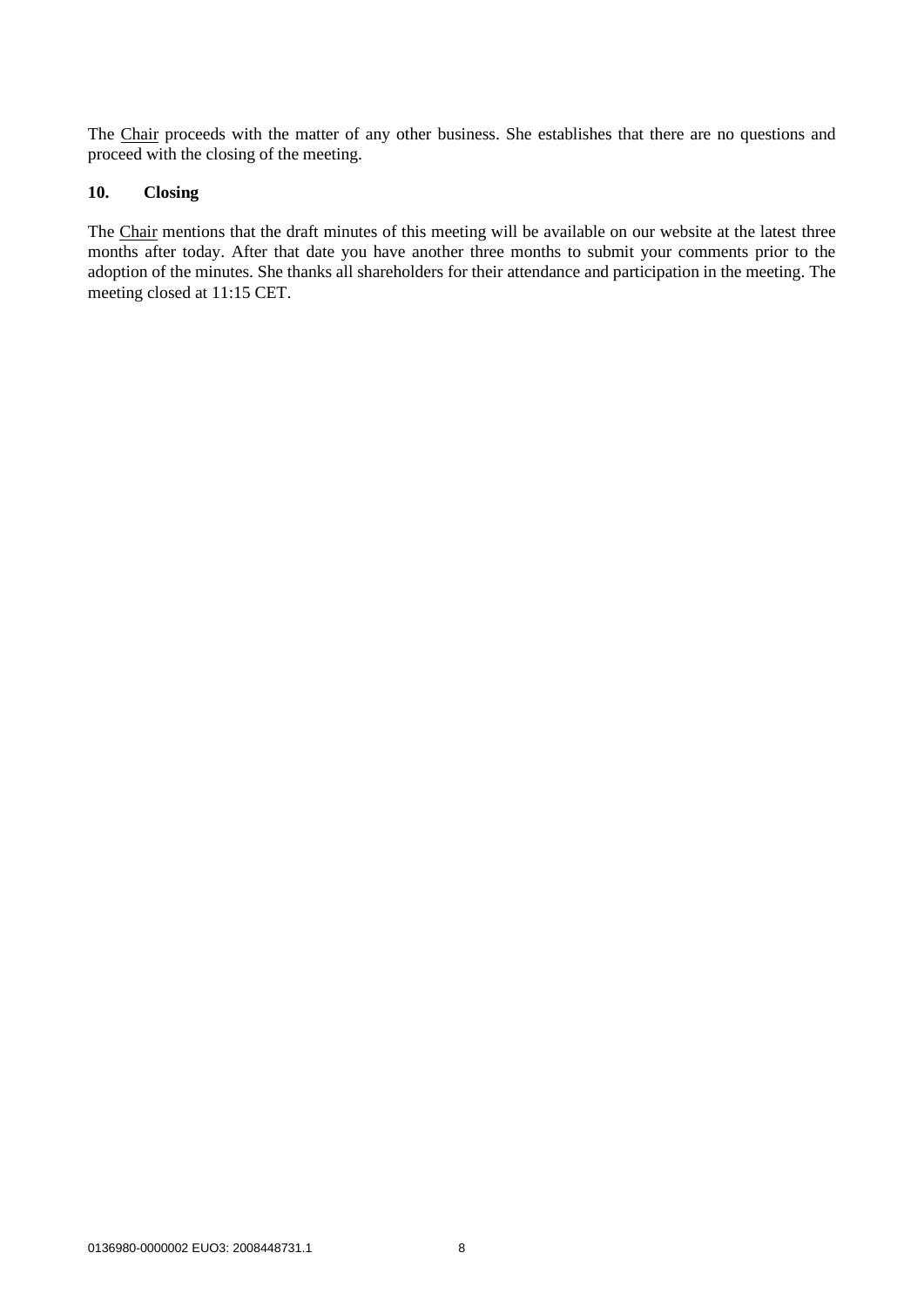The Chair proceeds with the matter of any other business. She establishes that there are no questions and proceed with the closing of the meeting.

## 10. Closing

The Chair mentions that the draft minutes of this meeting will be available on our website at the latest three months after today. After that date you have another three months to submit your comments prior to the adoption of the minutes. She thanks all shareholders for their attendance and participation in the meeting. The meeting closed at 11:15 CET.